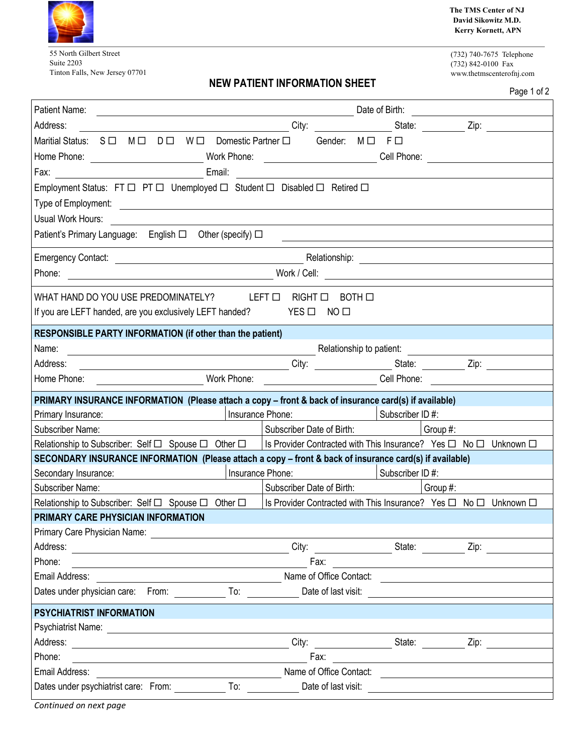The TMS Center of NJ
David Sikowitz M.D.
Kerry Kornett, APN

55 North Gilbert Street
Suite 2203
Tinton Falls, New Jersey 07701

(732) 740-7675 Telephone
(732) 842-0100 Fax
www.thetmscenterofnj.com

# NEW PATIENT INFORMATION SHEET

Patient Name: ______________________________ Date of Birth: ______________

Address: ______________________________ City: ______________ State: ________ Zip: ____________

Maritial Status: S ☐ M ☐ D ☐ W ☐ Domestic Partner ☐ Gender: M ☐ F ☐

Home Phone: ________________ Work Phone: ________________ Cell Phone: ________________

Fax: ________________ Email: ______________________________

Employment Status: FT ☐ PT ☐ Unemployed ☐ Student ☐ Disabled ☐ Retired ☐

Type of Employment: ______________________________

Usual Work Hours: ______________________________

Patient's Primary Language: English ☐ Other (specify) ☐ ______________________________

Emergency Contact: ______________________________ Relationship: ______________________________

Phone: ______________________________ Work / Cell: ______________________________

WHAT HAND DO YOU USE PREDOMINATELY? LEFT ☐ RIGHT ☐ BOTH ☐

If you are LEFT handed, are you exclusively LEFT handed? YES ☐ NO ☐

## RESPONSIBLE PARTY INFORMATION (if other than the patient)

Name: ______________________________ Relationship to patient: ______________________________

Address: ______________________________ City: ______________ State: ________ Zip: ____________

Home Phone: ________________ Work Phone: ________________ Cell Phone: ________________

## PRIMARY INSURANCE INFORMATION (Please attach a copy – front & back of insurance card(s) if available)

| Primary Insurance: | Insurance Phone: | Subscriber ID #: |
|---|---|---|
| Subscriber Name: | Subscriber Date of Birth: | Group #: |
| Relationship to Subscriber: Self ☐ Spouse ☐ Other ☐ | Is Provider Contracted with This Insurance? Yes ☐ No ☐ Unknown ☐ | |

## SECONDARY INSURANCE INFORMATION (Please attach a copy – front & back of insurance card(s) if available)

| Secondary Insurance: | Insurance Phone: | Subscriber ID #: |
|---|---|---|
| Subscriber Name: | Subscriber Date of Birth: | Group #: |
| Relationship to Subscriber: Self ☐ Spouse ☐ Other ☐ | Is Provider Contracted with This Insurance? Yes ☐ No ☐ Unknown ☐ | |

## PRIMARY CARE PHYSICIAN INFORMATION

Primary Care Physician Name: ______________________________

Address: ______________________________ City: ______________ State: ________ Zip: ____________

Phone: ______________________________ Fax: ______________________________

Email Address: ______________________________ Name of Office Contact: ______________________________

Dates under physician care: From: __________ To: __________ Date of last visit: ______________

## PSYCHIATRIST INFORMATION

Psychiatrist Name: ______________________________

Address: ______________________________ City: ______________ State: ________ Zip: ____________

Phone: ______________________________ Fax: ______________________________

Email Address: ______________________________ Name of Office Contact: ______________________________

Dates under psychiatrist care: From: __________ To: __________ Date of last visit: ______________

*Continued on next page*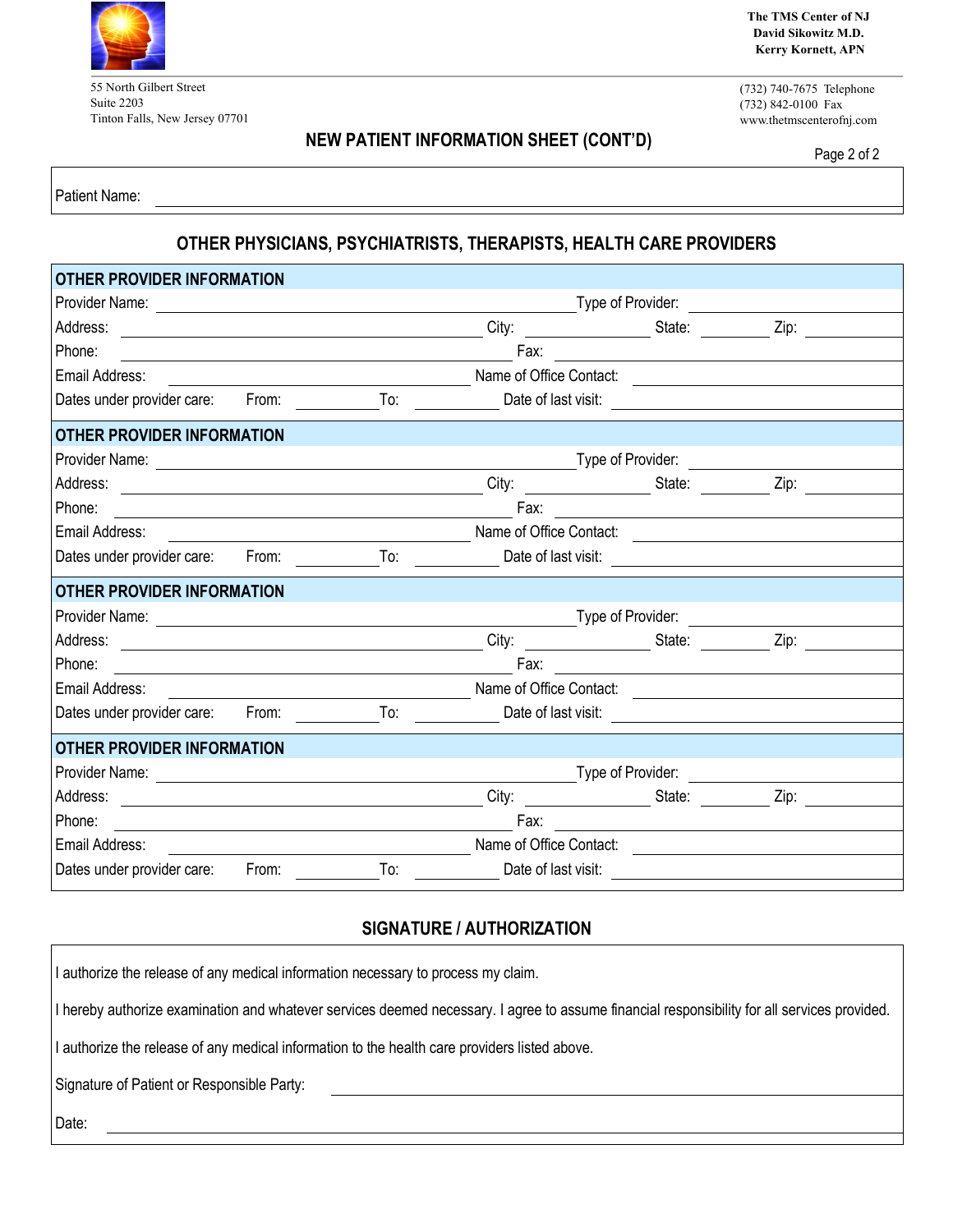The TMS Center of NJ
David Sikowitz M.D.
Kerry Kornett, APN

55 North Gilbert Street
Suite 2203
Tinton Falls, New Jersey 07701

(732) 740-7675 Telephone
(732) 842-0100 Fax
www.thetmscenterofnj.com

# NEW PATIENT INFORMATION SHEET (CONT'D)

Patient Name: ______________________________

## OTHER PHYSICIANS, PSYCHIATRISTS, THERAPISTS, HEALTH CARE PROVIDERS

### OTHER PROVIDER INFORMATION

Provider Name: ______________________ Type of Provider: ______________

Address: ______________________ City: ____________ State: ______ Zip: ________

Phone: ______________________ Fax: ______________________

Email Address: ______________________ Name of Office Contact: ______________________

Dates under provider care: From: ________ To: ________ Date of last visit: ______________

### OTHER PROVIDER INFORMATION

Provider Name: ______________________ Type of Provider: ______________

Address: ______________________ City: ____________ State: ______ Zip: ________

Phone: ______________________ Fax: ______________________

Email Address: ______________________ Name of Office Contact: ______________________

Dates under provider care: From: ________ To: ________ Date of last visit: ______________

### OTHER PROVIDER INFORMATION

Provider Name: ______________________ Type of Provider: ______________

Address: ______________________ City: ____________ State: ______ Zip: ________

Phone: ______________________ Fax: ______________________

Email Address: ______________________ Name of Office Contact: ______________________

Dates under provider care: From: ________ To: ________ Date of last visit: ______________

### OTHER PROVIDER INFORMATION

Provider Name: ______________________ Type of Provider: ______________

Address: ______________________ City: ____________ State: ______ Zip: ________

Phone: ______________________ Fax: ______________________

Email Address: ______________________ Name of Office Contact: ______________________

Dates under provider care: From: ________ To: ________ Date of last visit: ______________

## SIGNATURE / AUTHORIZATION

I authorize the release of any medical information necessary to process my claim.

I hereby authorize examination and whatever services deemed necessary. I agree to assume financial responsibility for all services provided.

I authorize the release of any medical information to the health care providers listed above.

Signature of Patient or Responsible Party: ______________________________

Date: ______________________________